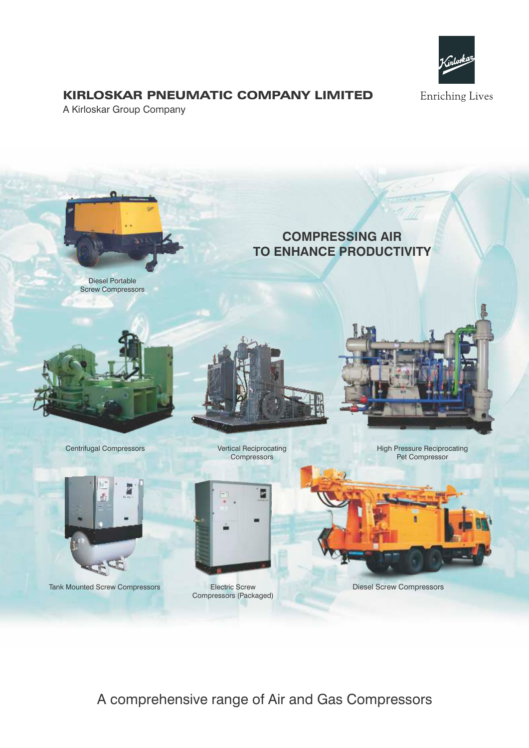# KIRLOSKAR PNEUMATIC COMPANY LIMITED

A Kirloskar Group Company

Enriching Lives

## COMPRESSING AIR TO ENHANCE PRODUCTIVITY

Diesel Portable Screw Compressors

Centrifugal Compressors

Vertical Reciprocating Compressors

High Pressure Reciprocating Pet Compressor

Tank Mounted Screw Compressors

Electric Screw Compressors (Packaged)

Diesel Screw Compressors

A comprehensive range of Air and Gas Compressors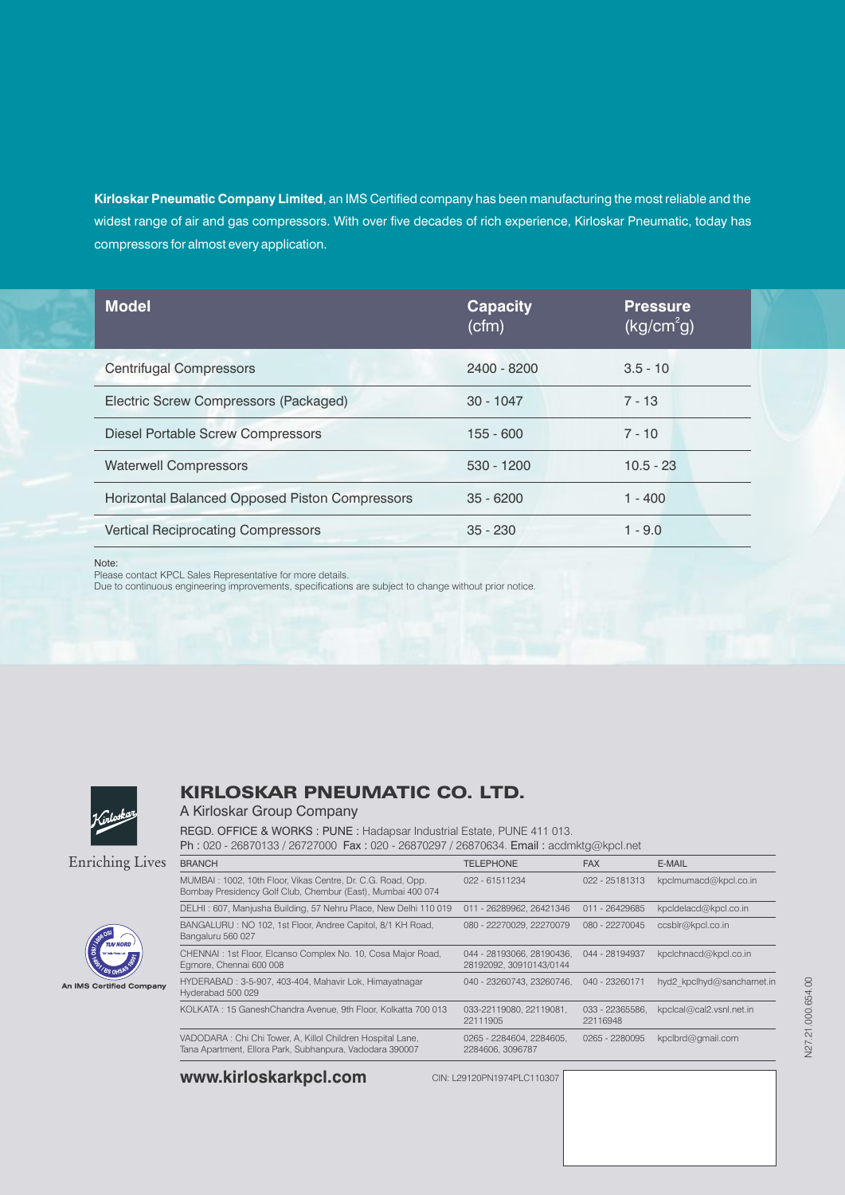**Kirloskar Pneumatic Company Limited**, an IMS Certified company has been manufacturing the most reliable and the widest range of air and gas compressors. With over five decades of rich experience, Kirloskar Pneumatic, today has compressors for almost every application.

| **Model** | **Capacity** (cfm) | **Pressure** ($kg/cm^2g$) |
|---|---|---|
| Centrifugal Compressors | 2400 - 8200 | 3.5 - 10 |
| Electric Screw Compressors (Packaged) | 30 - 1047 | 7 - 13 |
| Diesel Portable Screw Compressors | 155 - 600 | 7 - 10 |
| Waterwell Compressors | 530 - 1200 | 10.5 - 23 |
| Horizontal Balanced Opposed Piston Compressors | 35 - 6200 | 1 - 400 |
| Vertical Reciprocating Compressors | 35 - 230 | 1 - 9.0 |

Note:
Please contact KPCL Sales Representative for more details.
Due to continuous engineering improvements, specifications are subject to change without prior notice.

Enriching Lives

An IMS Certified Company

## KIRLOSKAR PNEUMATIC CO. LTD.

A Kirloskar Group Company

REGD. OFFICE & WORKS : PUNE : Hadapsar Industrial Estate, PUNE 411 013.
Ph : 020 - 26870133 / 26727000 Fax : 020 - 26870297 / 26870634. Email : acdmktg@kpcl.net

| BRANCH | TELEPHONE | FAX | E-MAIL |
|---|---|---|---|
| MUMBAI : 1002, 10th Floor, Vikas Centre, Dr. C.G. Road, Opp. Bombay Presidency Golf Club, Chembur (East), Mumbai 400 074 | 022 - 61511234 | 022 - 25181313 | kpclmumacd@kpcl.co.in |
| DELHI : 607, Manjusha Building, 57 Nehru Place, New Delhi 110 019 | 011 - 26289962, 26421346 | 011 - 26429685 | kpcldelacd@kpcl.co.in |
| BANGALURU : NO 102, 1st Floor, Andree Capitol, 8/1 KH Road, Bangaluru 560 027 | 080 - 22270029, 22270079 | 080 - 22270045 | ccsblr@kpcl.co.in |
| CHENNAI : 1st Floor, Elcanso Complex No. 10, Cosa Major Road, Egmore, Chennai 600 008 | 044 - 28193066, 28190436, 28192092, 30910143/0144 | 044 - 28194937 | kpclchnacd@kpcl.co.in |
| HYDERABAD : 3-5-907, 403-404, Mahavir Lok, Himayatnagar Hyderabad 500 029 | 040 - 23260743, 23260746, | 040 - 23260171 | hyd2_kpclhyd@sancharnet.in |
| KOLKATA : 15 GaneshChandra Avenue, 9th Floor, Kolkatta 700 013 | 033-22119080, 22119081, 22111905 | 033 - 22365586, 22116948 | kpclcal@cal2.vsnl.net.in |
| VADODARA : Chi Chi Tower, A, Killol Children Hospital Lane, Tana Apartment, Ellora Park, Subhanpura, Vadodara 390007 | 0265 - 2284604, 2284605, 2284606, 3096787 | 0265 - 2280095 | kpclbrd@gmail.com |

**www.kirloskarkpcl.com**

CIN: L29120PN1974PLC110307

N27.21.000.654.00